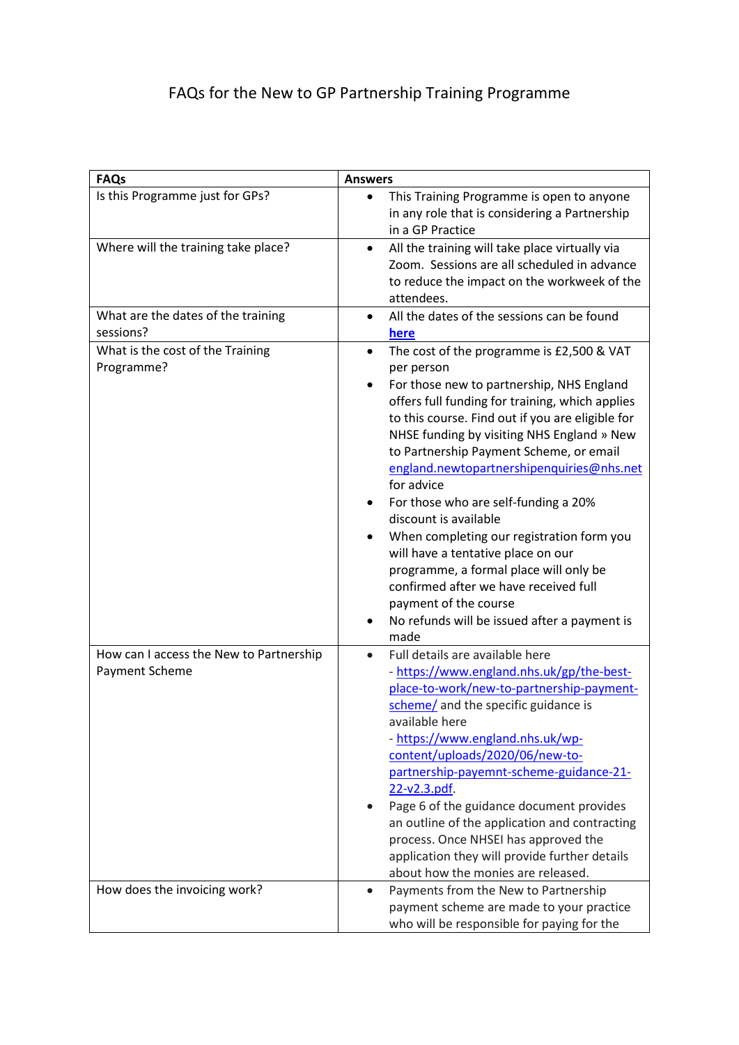# FAQs for the New to GP Partnership Training Programme

| FAQs | Answers |
|---|---|
| Is this Programme just for GPs? | • This Training Programme is open to anyone in any role that is considering a Partnership in a GP Practice |
| Where will the training take place? | • All the training will take place virtually via Zoom. Sessions are all scheduled in advance to reduce the impact on the workweek of the attendees. |
| What are the dates of the training sessions? | • All the dates of the sessions can be found **here** |
| What is the cost of the Training Programme? | • The cost of the programme is £2,500 & VAT per person<br>• For those new to partnership, NHS England offers full funding for training, which applies to this course. Find out if you are eligible for NHSE funding by visiting NHS England » New to Partnership Payment Scheme, or email england.newtopartnershipenquiries@nhs.net for advice<br>• For those who are self-funding a 20% discount is available<br>• When completing our registration form you will have a tentative place on our programme, a formal place will only be confirmed after we have received full payment of the course<br>• No refunds will be issued after a payment is made |
| How can I access the New to Partnership Payment Scheme | • Full details are available here - https://www.england.nhs.uk/gp/the-best-place-to-work/new-to-partnership-payment-scheme/ and the specific guidance is available here - https://www.england.nhs.uk/wp-content/uploads/2020/06/new-to-partnership-payemnt-scheme-guidance-21-22-v2.3.pdf.<br>• Page 6 of the guidance document provides an outline of the application and contracting process. Once NHSEI has approved the application they will provide further details about how the monies are released. |
| How does the invoicing work? | • Payments from the New to Partnership payment scheme are made to your practice who will be responsible for paying for the |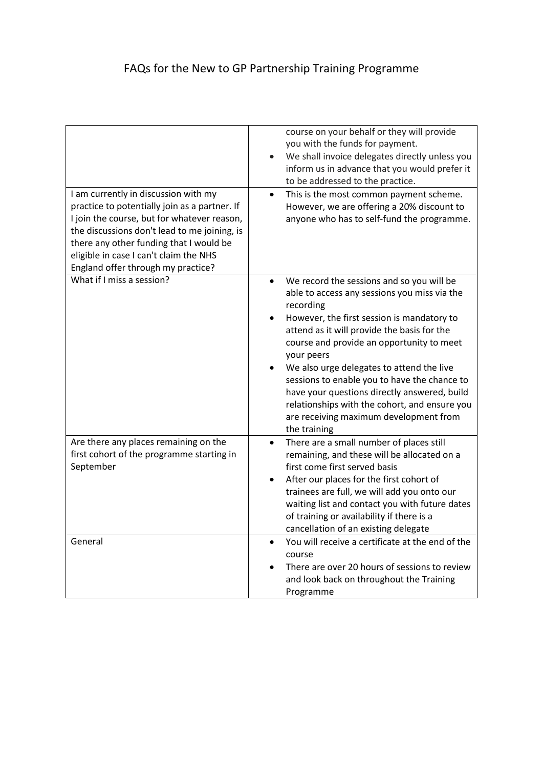# FAQs for the New to GP Partnership Training Programme

| | |
|---|---|
| | course on your behalf or they will provide you with the funds for payment.<br>• We shall invoice delegates directly unless you inform us in advance that you would prefer it to be addressed to the practice. |
| I am currently in discussion with my practice to potentially join as a partner. If I join the course, but for whatever reason, the discussions don't lead to me joining, is there any other funding that I would be eligible in case I can't claim the NHS England offer through my practice? | • This is the most common payment scheme. However, we are offering a 20% discount to anyone who has to self-fund the programme. |
| What if I miss a session? | • We record the sessions and so you will be able to access any sessions you miss via the recording<br>• However, the first session is mandatory to attend as it will provide the basis for the course and provide an opportunity to meet your peers<br>• We also urge delegates to attend the live sessions to enable you to have the chance to have your questions directly answered, build relationships with the cohort, and ensure you are receiving maximum development from the training |
| Are there any places remaining on the first cohort of the programme starting in September | • There are a small number of places still remaining, and these will be allocated on a first come first served basis<br>• After our places for the first cohort of trainees are full, we will add you onto our waiting list and contact you with future dates of training or availability if there is a cancellation of an existing delegate |
| General | • You will receive a certificate at the end of the course<br>• There are over 20 hours of sessions to review and look back on throughout the Training Programme |